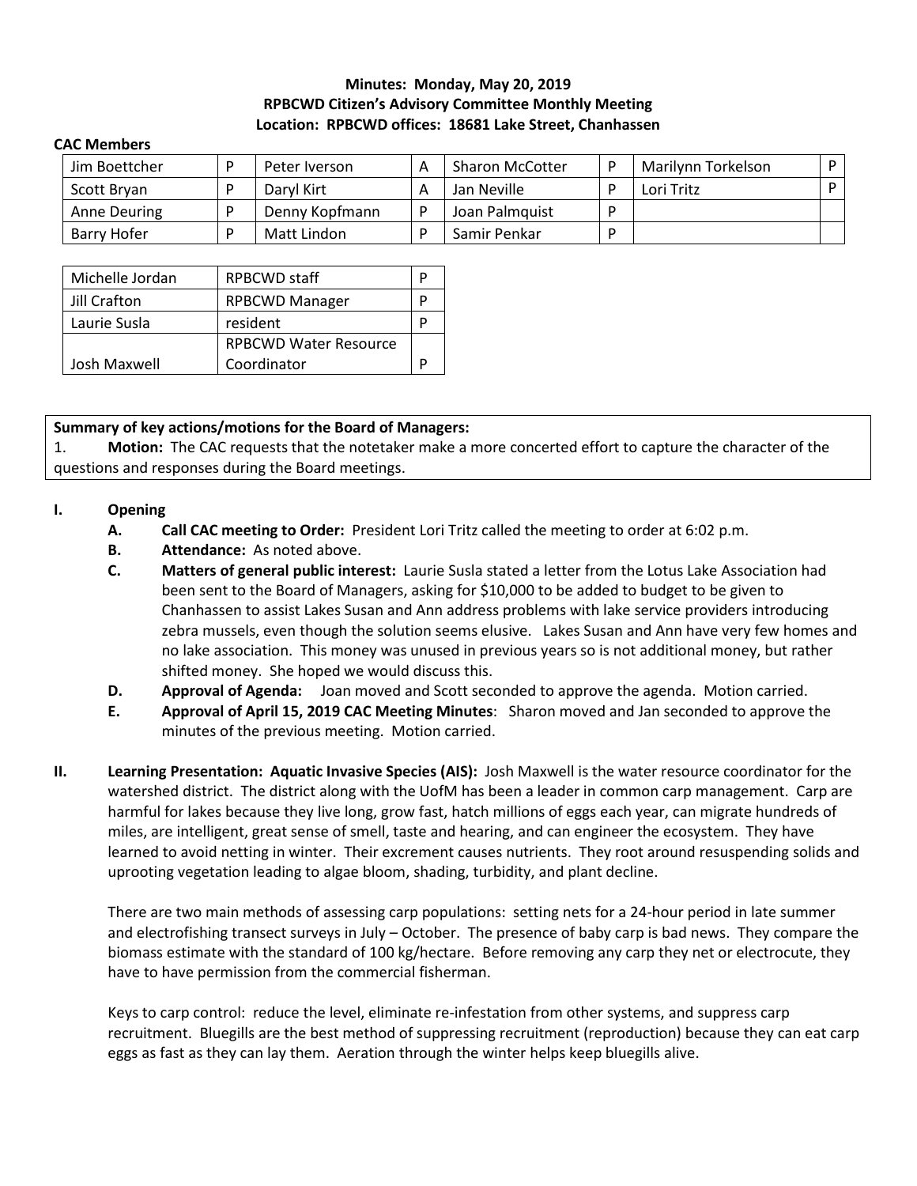**Minutes: Monday, May 20, 2019**
**RPBCWD Citizen's Advisory Committee Monthly Meeting**
**Location: RPBCWD offices: 18681 Lake Street, Chanhassen**

**CAC Members**

| | | | | | | | |
|---|---|---|---|---|---|---|---|
| Jim Boettcher | P | Peter Iverson | A | Sharon McCotter | P | Marilynn Torkelson | P |
| Scott Bryan | P | Daryl Kirt | A | Jan Neville | P | Lori Tritz | P |
| Anne Deuring | P | Denny Kopfmann | P | Joan Palmquist | P | | |
| Barry Hofer | P | Matt Lindon | P | Samir Penkar | P | | |

| | | |
|---|---|---|
| Michelle Jordan | RPBCWD staff | P |
| Jill Crafton | RPBCWD Manager | P |
| Laurie Susla | resident | P |
| Josh Maxwell | RPBCWD Water Resource Coordinator | P |

**Summary of key actions/motions for the Board of Managers:**
1. **Motion:** The CAC requests that the notetaker make a more concerted effort to capture the character of the questions and responses during the Board meetings.

**I. Opening**

- **A. Call CAC meeting to Order:** President Lori Tritz called the meeting to order at 6:02 p.m.
- **B. Attendance:** As noted above.
- **C. Matters of general public interest:** Laurie Susla stated a letter from the Lotus Lake Association had been sent to the Board of Managers, asking for $10,000 to be added to budget to be given to Chanhassen to assist Lakes Susan and Ann address problems with lake service providers introducing zebra mussels, even though the solution seems elusive. Lakes Susan and Ann have very few homes and no lake association. This money was unused in previous years so is not additional money, but rather shifted money. She hoped we would discuss this.
- **D. Approval of Agenda:** Joan moved and Scott seconded to approve the agenda. Motion carried.
- **E. Approval of April 15, 2019 CAC Meeting Minutes**: Sharon moved and Jan seconded to approve the minutes of the previous meeting. Motion carried.

**II. Learning Presentation: Aquatic Invasive Species (AIS):** Josh Maxwell is the water resource coordinator for the watershed district. The district along with the UofM has been a leader in common carp management. Carp are harmful for lakes because they live long, grow fast, hatch millions of eggs each year, can migrate hundreds of miles, are intelligent, great sense of smell, taste and hearing, and can engineer the ecosystem. They have learned to avoid netting in winter. Their excrement causes nutrients. They root around resuspending solids and uprooting vegetation leading to algae bloom, shading, turbidity, and plant decline.

There are two main methods of assessing carp populations: setting nets for a 24-hour period in late summer and electrofishing transect surveys in July – October. The presence of baby carp is bad news. They compare the biomass estimate with the standard of 100 kg/hectare. Before removing any carp they net or electrocute, they have to have permission from the commercial fisherman.

Keys to carp control: reduce the level, eliminate re-infestation from other systems, and suppress carp recruitment. Bluegills are the best method of suppressing recruitment (reproduction) because they can eat carp eggs as fast as they can lay them. Aeration through the winter helps keep bluegills alive.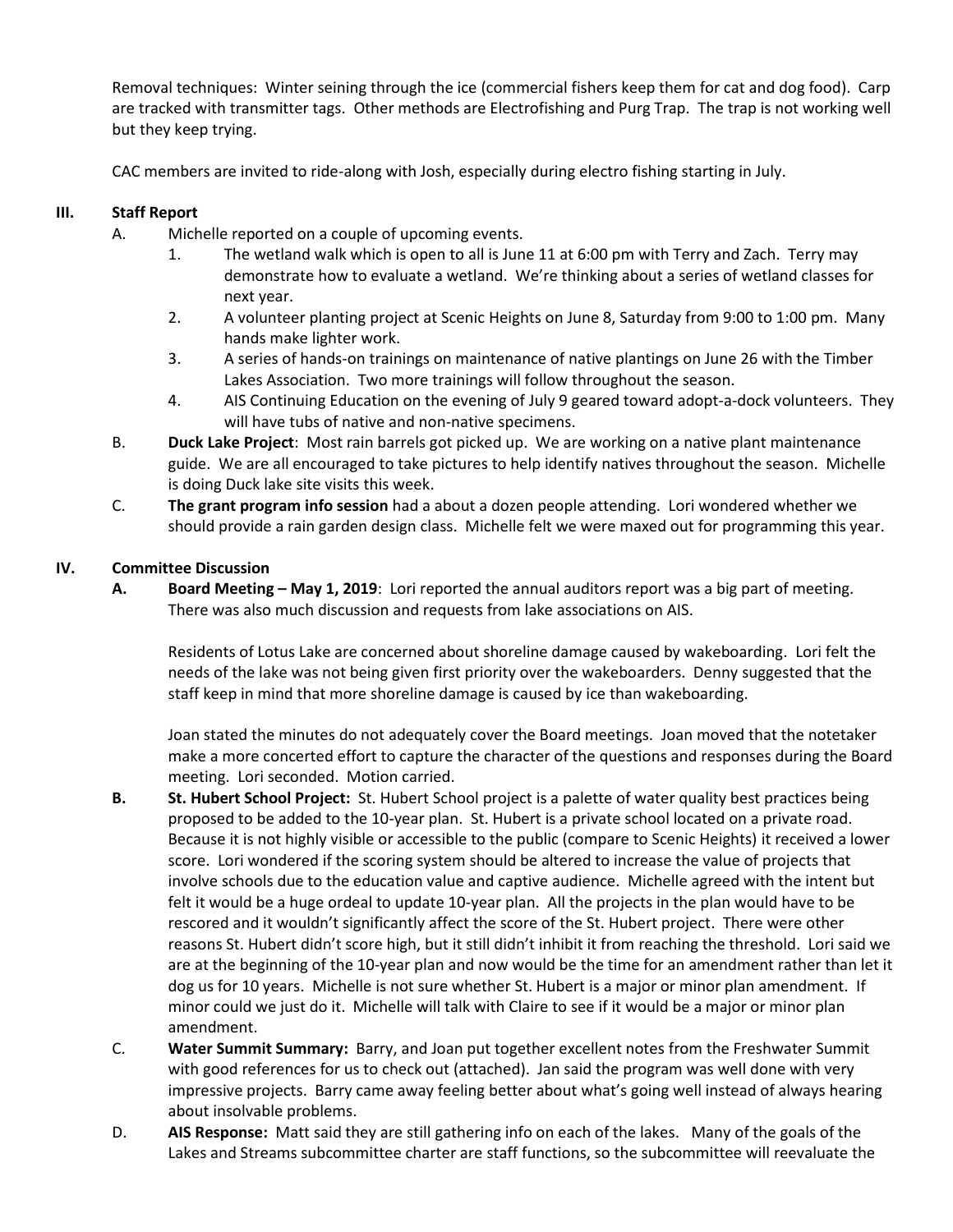Removal techniques: Winter seining through the ice (commercial fishers keep them for cat and dog food). Carp are tracked with transmitter tags. Other methods are Electrofishing and Purg Trap. The trap is not working well but they keep trying.

CAC members are invited to ride-along with Josh, especially during electro fishing starting in July.

## III. Staff Report

A. Michelle reported on a couple of upcoming events.

1. The wetland walk which is open to all is June 11 at 6:00 pm with Terry and Zach. Terry may demonstrate how to evaluate a wetland. We're thinking about a series of wetland classes for next year.
2. A volunteer planting project at Scenic Heights on June 8, Saturday from 9:00 to 1:00 pm. Many hands make lighter work.
3. A series of hands-on trainings on maintenance of native plantings on June 26 with the Timber Lakes Association. Two more trainings will follow throughout the season.
4. AIS Continuing Education on the evening of July 9 geared toward adopt-a-dock volunteers. They will have tubs of native and non-native specimens.

B. **Duck Lake Project**: Most rain barrels got picked up. We are working on a native plant maintenance guide. We are all encouraged to take pictures to help identify natives throughout the season. Michelle is doing Duck lake site visits this week.

C. **The grant program info session** had a about a dozen people attending. Lori wondered whether we should provide a rain garden design class. Michelle felt we were maxed out for programming this year.

## IV. Committee Discussion

**A. Board Meeting – May 1, 2019**: Lori reported the annual auditors report was a big part of meeting. There was also much discussion and requests from lake associations on AIS.

Residents of Lotus Lake are concerned about shoreline damage caused by wakeboarding. Lori felt the needs of the lake was not being given first priority over the wakeboarders. Denny suggested that the staff keep in mind that more shoreline damage is caused by ice than wakeboarding.

Joan stated the minutes do not adequately cover the Board meetings. Joan moved that the notetaker make a more concerted effort to capture the character of the questions and responses during the Board meeting. Lori seconded. Motion carried.

**B. St. Hubert School Project:** St. Hubert School project is a palette of water quality best practices being proposed to be added to the 10-year plan. St. Hubert is a private school located on a private road. Because it is not highly visible or accessible to the public (compare to Scenic Heights) it received a lower score. Lori wondered if the scoring system should be altered to increase the value of projects that involve schools due to the education value and captive audience. Michelle agreed with the intent but felt it would be a huge ordeal to update 10-year plan. All the projects in the plan would have to be rescored and it wouldn't significantly affect the score of the St. Hubert project. There were other reasons St. Hubert didn't score high, but it still didn't inhibit it from reaching the threshold. Lori said we are at the beginning of the 10-year plan and now would be the time for an amendment rather than let it dog us for 10 years. Michelle is not sure whether St. Hubert is a major or minor plan amendment. If minor could we just do it. Michelle will talk with Claire to see if it would be a major or minor plan amendment.

C. **Water Summit Summary:** Barry, and Joan put together excellent notes from the Freshwater Summit with good references for us to check out (attached). Jan said the program was well done with very impressive projects. Barry came away feeling better about what's going well instead of always hearing about insolvable problems.

D. **AIS Response:** Matt said they are still gathering info on each of the lakes. Many of the goals of the Lakes and Streams subcommittee charter are staff functions, so the subcommittee will reevaluate the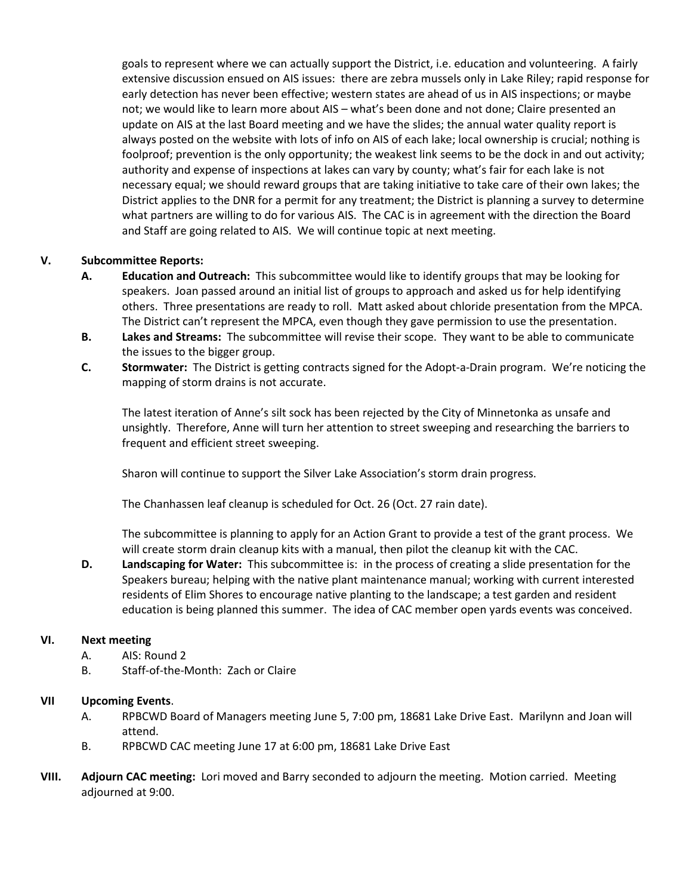goals to represent where we can actually support the District, i.e. education and volunteering. A fairly extensive discussion ensued on AIS issues: there are zebra mussels only in Lake Riley; rapid response for early detection has never been effective; western states are ahead of us in AIS inspections; or maybe not; we would like to learn more about AIS – what's been done and not done; Claire presented an update on AIS at the last Board meeting and we have the slides; the annual water quality report is always posted on the website with lots of info on AIS of each lake; local ownership is crucial; nothing is foolproof; prevention is the only opportunity; the weakest link seems to be the dock in and out activity; authority and expense of inspections at lakes can vary by county; what's fair for each lake is not necessary equal; we should reward groups that are taking initiative to take care of their own lakes; the District applies to the DNR for a permit for any treatment; the District is planning a survey to determine what partners are willing to do for various AIS. The CAC is in agreement with the direction the Board and Staff are going related to AIS. We will continue topic at next meeting.

**V. Subcommittee Reports:**

**A. Education and Outreach:** This subcommittee would like to identify groups that may be looking for speakers. Joan passed around an initial list of groups to approach and asked us for help identifying others. Three presentations are ready to roll. Matt asked about chloride presentation from the MPCA. The District can't represent the MPCA, even though they gave permission to use the presentation.

**B. Lakes and Streams:** The subcommittee will revise their scope. They want to be able to communicate the issues to the bigger group.

**C. Stormwater:** The District is getting contracts signed for the Adopt-a-Drain program. We're noticing the mapping of storm drains is not accurate.

The latest iteration of Anne's silt sock has been rejected by the City of Minnetonka as unsafe and unsightly. Therefore, Anne will turn her attention to street sweeping and researching the barriers to frequent and efficient street sweeping.

Sharon will continue to support the Silver Lake Association's storm drain progress.

The Chanhassen leaf cleanup is scheduled for Oct. 26 (Oct. 27 rain date).

The subcommittee is planning to apply for an Action Grant to provide a test of the grant process. We will create storm drain cleanup kits with a manual, then pilot the cleanup kit with the CAC.

**D. Landscaping for Water:** This subcommittee is: in the process of creating a slide presentation for the Speakers bureau; helping with the native plant maintenance manual; working with current interested residents of Elim Shores to encourage native planting to the landscape; a test garden and resident education is being planned this summer. The idea of CAC member open yards events was conceived.

**VI. Next meeting**

A. AIS: Round 2

B. Staff-of-the-Month: Zach or Claire

**VII Upcoming Events**.

A. RPBCWD Board of Managers meeting June 5, 7:00 pm, 18681 Lake Drive East. Marilynn and Joan will attend.

B. RPBCWD CAC meeting June 17 at 6:00 pm, 18681 Lake Drive East

**VIII. Adjourn CAC meeting:** Lori moved and Barry seconded to adjourn the meeting. Motion carried. Meeting adjourned at 9:00.